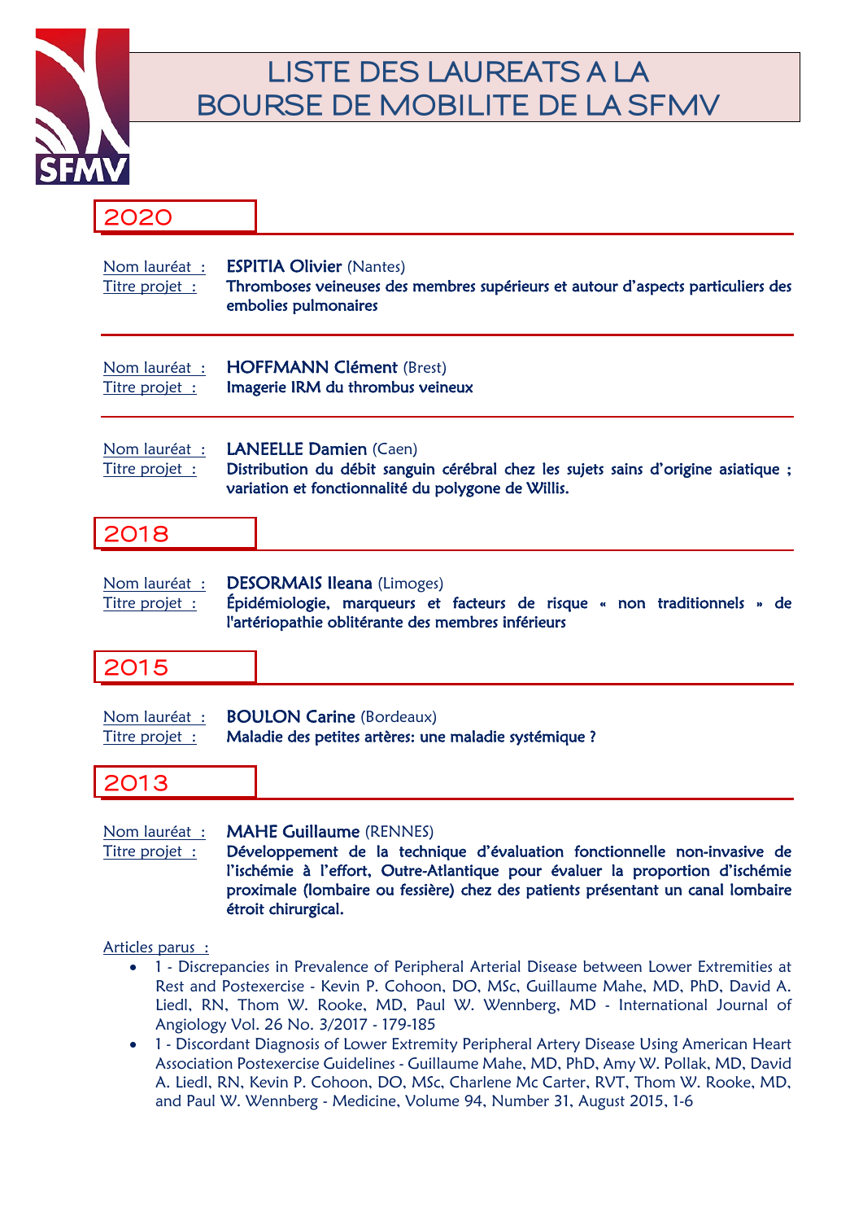# LISTE DES LAUREATS A LA BOURSE DE MOBILITE DE LA SFMV

## 2020

Nom lauréat : **ESPITIA Olivier** (Nantes)
Titre projet : **Thromboses veineuses des membres supérieurs et autour d'aspects particuliers des embolies pulmonaires**

---

Nom lauréat : **HOFFMANN Clément** (Brest)
Titre projet : **Imagerie IRM du thrombus veineux**

---

Nom lauréat : **LANEELLE Damien** (Caen)
Titre projet : **Distribution du débit sanguin cérébral chez les sujets sains d'origine asiatique ; variation et fonctionnalité du polygone de Willis.**

## 2018

Nom lauréat : **DESORMAIS Ileana** (Limoges)
Titre projet : **Épidémiologie, marqueurs et facteurs de risque « non traditionnels » de l'artériopathie oblitérante des membres inférieurs**

## 2015

Nom lauréat : **BOULON Carine** (Bordeaux)
Titre projet : **Maladie des petites artères: une maladie systémique ?**

## 2013

Nom lauréat : **MAHE Guillaume** (RENNES)
Titre projet : **Développement de la technique d'évaluation fonctionnelle non-invasive de l'ischémie à l'effort, Outre-Atlantique pour évaluer la proportion d'ischémie proximale (lombaire ou fessière) chez des patients présentant un canal lombaire étroit chirurgical.**

Articles parus :

- 1 - Discrepancies in Prevalence of Peripheral Arterial Disease between Lower Extremities at Rest and Postexercise - Kevin P. Cohoon, DO, MSc, Guillaume Mahe, MD, PhD, David A. Liedl, RN, Thom W. Rooke, MD, Paul W. Wennberg, MD - International Journal of Angiology Vol. 26 No. 3/2017 - 179-185
- 1 - Discordant Diagnosis of Lower Extremity Peripheral Artery Disease Using American Heart Association Postexercise Guidelines - Guillaume Mahe, MD, PhD, Amy W. Pollak, MD, David A. Liedl, RN, Kevin P. Cohoon, DO, MSc, Charlene Mc Carter, RVT, Thom W. Rooke, MD, and Paul W. Wennberg - Medicine, Volume 94, Number 31, August 2015, 1-6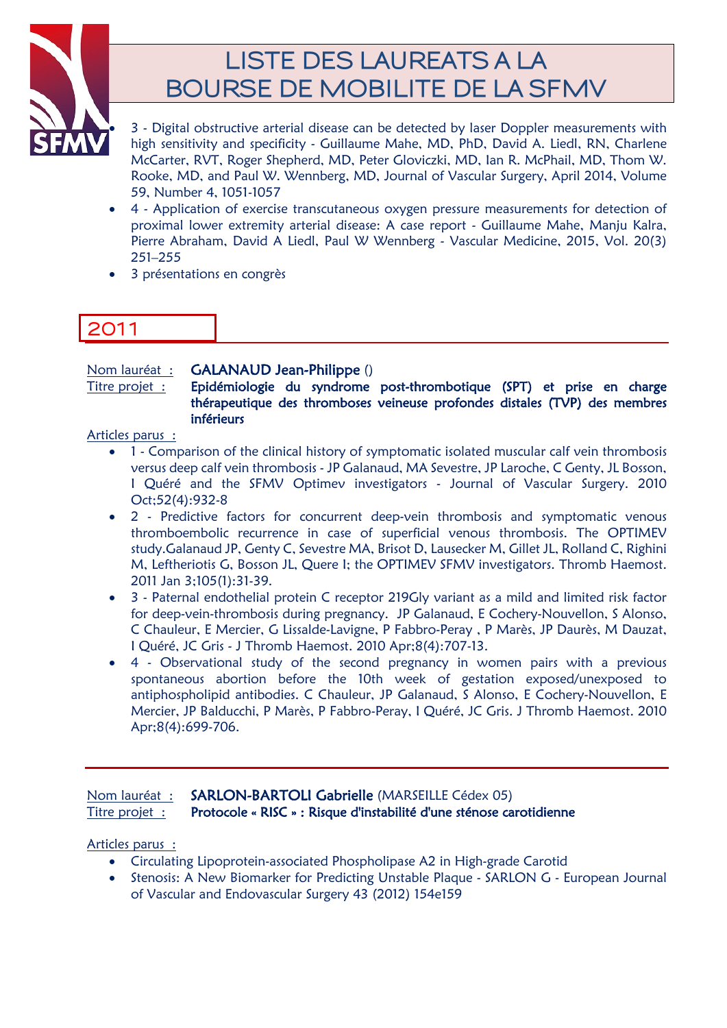# LISTE DES LAUREATS A LA BOURSE DE MOBILITE DE LA SFMV

- 3 - Digital obstructive arterial disease can be detected by laser Doppler measurements with high sensitivity and specificity - Guillaume Mahe, MD, PhD, David A. Liedl, RN, Charlene McCarter, RVT, Roger Shepherd, MD, Peter Gloviczki, MD, Ian R. McPhail, MD, Thom W. Rooke, MD, and Paul W. Wennberg, MD, Journal of Vascular Surgery, April 2014, Volume 59, Number 4, 1051-1057
- 4 - Application of exercise transcutaneous oxygen pressure measurements for detection of proximal lower extremity arterial disease: A case report - Guillaume Mahe, Manju Kalra, Pierre Abraham, David A Liedl, Paul W Wennberg - Vascular Medicine, 2015, Vol. 20(3) 251–255
- 3 présentations en congrès

## 2011

Nom lauréat : **GALANAUD Jean-Philippe** ()

Titre projet : **Epidémiologie du syndrome post-thrombotique (SPT) et prise en charge thérapeutique des thromboses veineuse profondes distales (TVP) des membres inférieurs**

Articles parus :

- 1 - Comparison of the clinical history of symptomatic isolated muscular calf vein thrombosis versus deep calf vein thrombosis - JP Galanaud, MA Sevestre, JP Laroche, C Genty, JL Bosson, I Quéré and the SFMV Optimev investigators - Journal of Vascular Surgery. 2010 Oct;52(4):932-8
- 2 - Predictive factors for concurrent deep-vein thrombosis and symptomatic venous thromboembolic recurrence in case of superficial venous thrombosis. The OPTIMEV study.Galanaud JP, Genty C, Sevestre MA, Brisot D, Lausecker M, Gillet JL, Rolland C, Righini M, Leftheriotis G, Bosson JL, Quere I; the OPTIMEV SFMV investigators. Thromb Haemost. 2011 Jan 3;105(1):31-39.
- 3 - Paternal endothelial protein C receptor 219Gly variant as a mild and limited risk factor for deep-vein-thrombosis during pregnancy. JP Galanaud, E Cochery-Nouvellon, S Alonso, C Chauleur, E Mercier, G Lissalde-Lavigne, P Fabbro-Peray , P Marès, JP Daurès, M Dauzat, I Quéré, JC Gris - J Thromb Haemost. 2010 Apr;8(4):707-13.
- 4 - Observational study of the second pregnancy in women pairs with a previous spontaneous abortion before the 10th week of gestation exposed/unexposed to antiphospholipid antibodies. C Chauleur, JP Galanaud, S Alonso, E Cochery-Nouvellon, E Mercier, JP Balducchi, P Marès, P Fabbro-Peray, I Quéré, JC Gris. J Thromb Haemost. 2010 Apr;8(4):699-706.

---

Nom lauréat : **SARLON-BARTOLI Gabrielle** (MARSEILLE Cédex 05)

Titre projet : **Protocole « RISC » : Risque d'instabilité d'une sténose carotidienne**

Articles parus :

- Circulating Lipoprotein-associated Phospholipase A2 in High-grade Carotid
- Stenosis: A New Biomarker for Predicting Unstable Plaque - SARLON G - European Journal of Vascular and Endovascular Surgery 43 (2012) 154e159